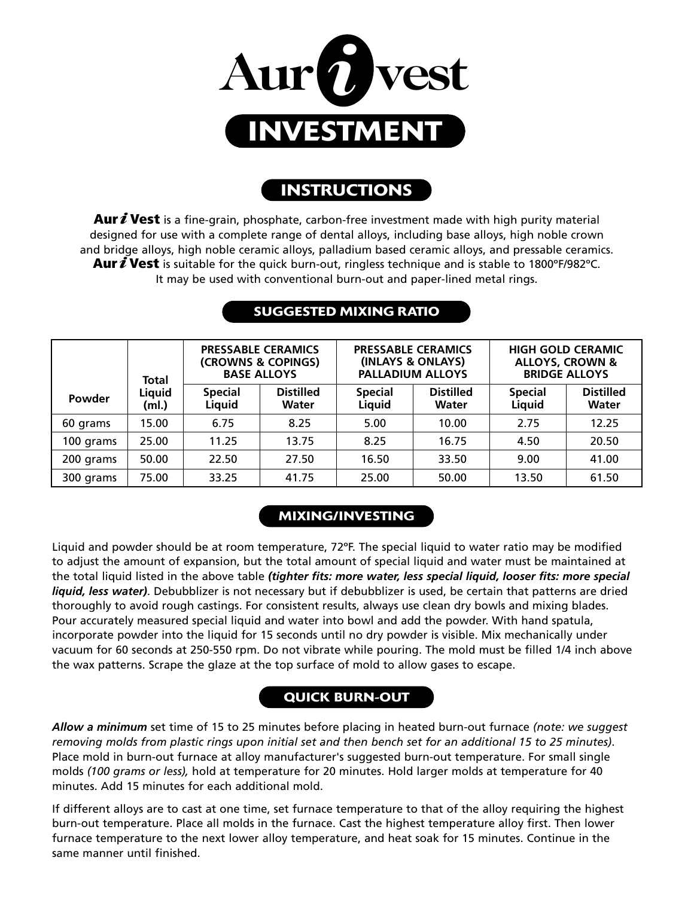# Aur*i*vest

# INVESTMENT

## INSTRUCTIONS

**Aur*i* Vest** is a fine-grain, phosphate, carbon-free investment made with high purity material designed for use with a complete range of dental alloys, including base alloys, high noble crown and bridge alloys, high noble ceramic alloys, palladium based ceramic alloys, and pressable ceramics. **Aur*i* Vest** is suitable for the quick burn-out, ringless technique and is stable to 1800ºF/982ºC. It may be used with conventional burn-out and paper-lined metal rings.

## SUGGESTED MIXING RATIO

| Powder | Total Liquid (ml.) | PRESSABLE CERAMICS (CROWNS & COPINGS) BASE ALLOYS | | PRESSABLE CERAMICS (INLAYS & ONLAYS) PALLADIUM ALLOYS | | HIGH GOLD CERAMIC ALLOYS, CROWN & BRIDGE ALLOYS | |
|---|---|---|---|---|---|---|---|
| | | Special Liquid | Distilled Water | Special Liquid | Distilled Water | Special Liquid | Distilled Water |
| 60 grams | 15.00 | 6.75 | 8.25 | 5.00 | 10.00 | 2.75 | 12.25 |
| 100 grams | 25.00 | 11.25 | 13.75 | 8.25 | 16.75 | 4.50 | 20.50 |
| 200 grams | 50.00 | 22.50 | 27.50 | 16.50 | 33.50 | 9.00 | 41.00 |
| 300 grams | 75.00 | 33.25 | 41.75 | 25.00 | 50.00 | 13.50 | 61.50 |

## MIXING/INVESTING

Liquid and powder should be at room temperature, 72ºF. The special liquid to water ratio may be modified to adjust the amount of expansion, but the total amount of special liquid and water must be maintained at the total liquid listed in the above table ***(tighter fits: more water, less special liquid, looser fits: more special liquid, less water)***. Debubblizer is not necessary but if debubblizer is used, be certain that patterns are dried thoroughly to avoid rough castings. For consistent results, always use clean dry bowls and mixing blades. Pour accurately measured special liquid and water into bowl and add the powder. With hand spatula, incorporate powder into the liquid for 15 seconds until no dry powder is visible. Mix mechanically under vacuum for 60 seconds at 250-550 rpm. Do not vibrate while pouring. The mold must be filled 1/4 inch above the wax patterns. Scrape the glaze at the top surface of mold to allow gases to escape.

## QUICK BURN-OUT

***Allow a minimum*** set time of 15 to 25 minutes before placing in heated burn-out furnace *(note: we suggest removing molds from plastic rings upon initial set and then bench set for an additional 15 to 25 minutes).* Place mold in burn-out furnace at alloy manufacturer's suggested burn-out temperature. For small single molds *(100 grams or less),* hold at temperature for 20 minutes. Hold larger molds at temperature for 40 minutes. Add 15 minutes for each additional mold.

If different alloys are to cast at one time, set furnace temperature to that of the alloy requiring the highest burn-out temperature. Place all molds in the furnace. Cast the highest temperature alloy first. Then lower furnace temperature to the next lower alloy temperature, and heat soak for 15 minutes. Continue in the same manner until finished.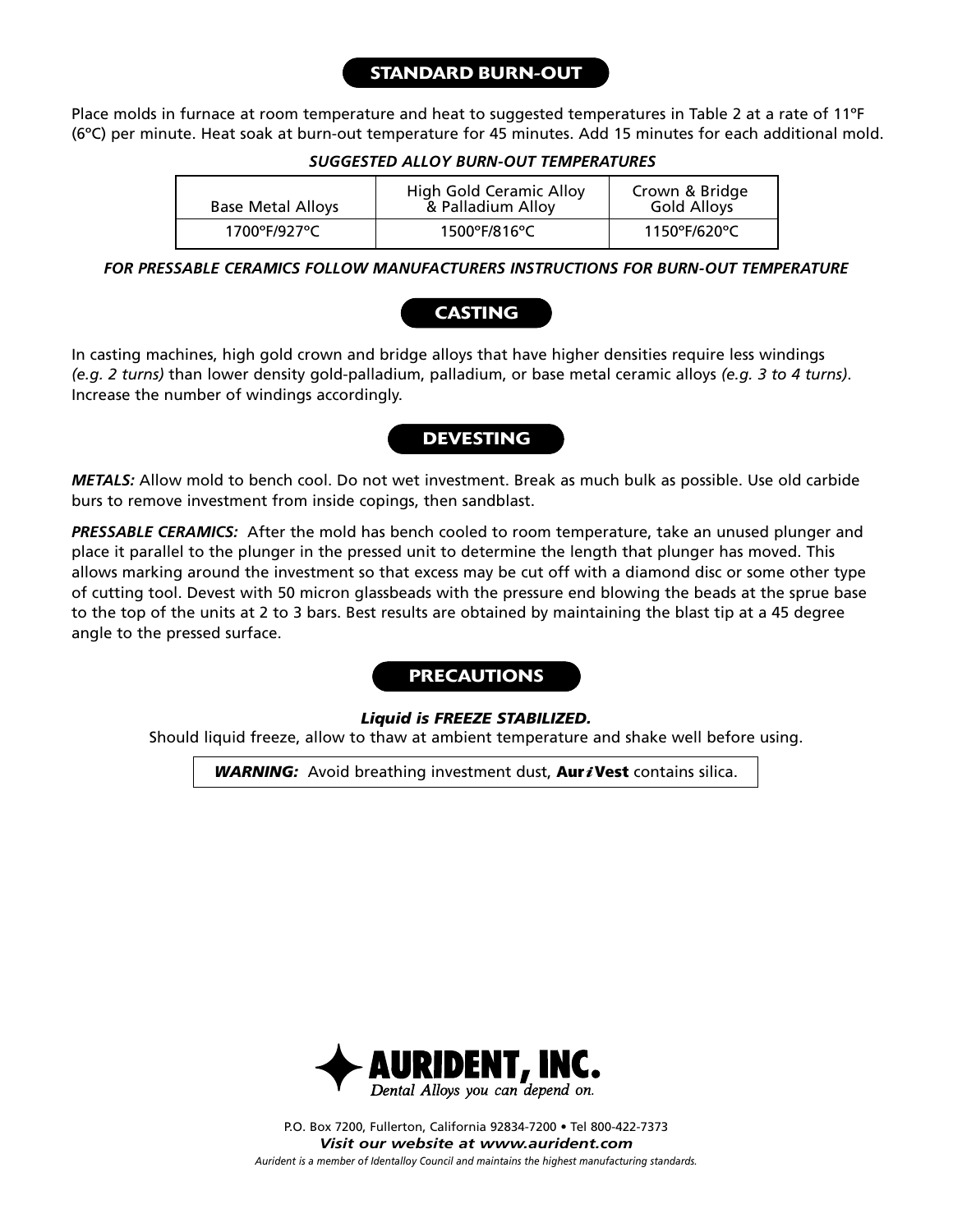## STANDARD BURN-OUT

Place molds in furnace at room temperature and heat to suggested temperatures in Table 2 at a rate of 11ºF (6ºC) per minute. Heat soak at burn-out temperature for 45 minutes. Add 15 minutes for each additional mold.

***SUGGESTED ALLOY BURN-OUT TEMPERATURES***

| Base Metal Alloys | High Gold Ceramic Alloy & Palladium Alloy | Crown & Bridge Gold Alloys |
|---|---|---|
| 1700ºF/927ºC | 1500ºF/816ºC | 1150ºF/620ºC |

***FOR PRESSABLE CERAMICS FOLLOW MANUFACTURERS INSTRUCTIONS FOR BURN-OUT TEMPERATURE***

## CASTING

In casting machines, high gold crown and bridge alloys that have higher densities require less windings *(e.g. 2 turns)* than lower density gold-palladium, palladium, or base metal ceramic alloys *(e.g. 3 to 4 turns)*. Increase the number of windings accordingly.

## DEVESTING

***METALS:*** Allow mold to bench cool. Do not wet investment. Break as much bulk as possible. Use old carbide burs to remove investment from inside copings, then sandblast.

***PRESSABLE CERAMICS:*** After the mold has bench cooled to room temperature, take an unused plunger and place it parallel to the plunger in the pressed unit to determine the length that plunger has moved. This allows marking around the investment so that excess may be cut off with a diamond disc or some other type of cutting tool. Devest with 50 micron glassbeads with the pressure end blowing the beads at the sprue base to the top of the units at 2 to 3 bars. Best results are obtained by maintaining the blast tip at a 45 degree angle to the pressed surface.

## PRECAUTIONS

***Liquid is FREEZE STABILIZED.***

Should liquid freeze, allow to thaw at ambient temperature and shake well before using.

***WARNING:*** Avoid breathing investment dust, **Aur*i*Vest** contains silica.

**AURIDENT, INC.**
*Dental Alloys you can depend on.*

P.O. Box 7200, Fullerton, California 92834-7200 • Tel 800-422-7373

***Visit our website at www.aurident.com***

*Aurident is a member of Identalloy Council and maintains the highest manufacturing standards.*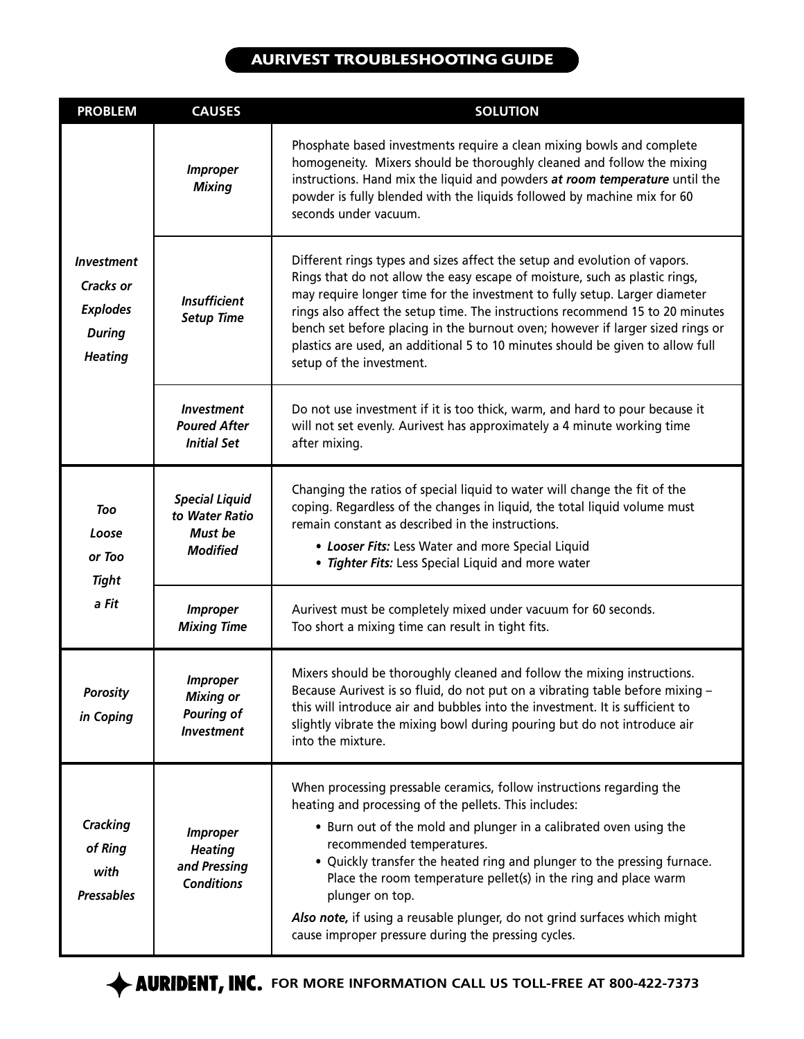# AURIVEST TROUBLESHOOTING GUIDE

| PROBLEM | CAUSES | SOLUTION |
|---|---|---|
| *Investment Cracks or Explodes During Heating* | *Improper Mixing* | Phosphate based investments require a clean mixing bowls and complete homogeneity. Mixers should be thoroughly cleaned and follow the mixing instructions. Hand mix the liquid and powders ***at room temperature*** until the powder is fully blended with the liquids followed by machine mix for 60 seconds under vacuum. |
| | *Insufficient Setup Time* | Different rings types and sizes affect the setup and evolution of vapors. Rings that do not allow the easy escape of moisture, such as plastic rings, may require longer time for the investment to fully setup. Larger diameter rings also affect the setup time. The instructions recommend 15 to 20 minutes bench set before placing in the burnout oven; however if larger sized rings or plastics are used, an additional 5 to 10 minutes should be given to allow full setup of the investment. |
| | *Investment Poured After Initial Set* | Do not use investment if it is too thick, warm, and hard to pour because it will not set evenly. Aurivest has approximately a 4 minute working time after mixing. |
| *Too Loose or Too Tight a Fit* | *Special Liquid to Water Ratio Must be Modified* | Changing the ratios of special liquid to water will change the fit of the coping. Regardless of the changes in liquid, the total liquid volume must remain constant as described in the instructions.<br>• ***Looser Fits:*** Less Water and more Special Liquid<br>• ***Tighter Fits:*** Less Special Liquid and more water |
| | *Improper Mixing Time* | Aurivest must be completely mixed under vacuum for 60 seconds. Too short a mixing time can result in tight fits. |
| *Porosity in Coping* | *Improper Mixing or Pouring of Investment* | Mixers should be thoroughly cleaned and follow the mixing instructions. Because Aurivest is so fluid, do not put on a vibrating table before mixing – this will introduce air and bubbles into the investment. It is sufficient to slightly vibrate the mixing bowl during pouring but do not introduce air into the mixture. |
| *Cracking of Ring with Pressables* | *Improper Heating and Pressing Conditions* | When processing pressable ceramics, follow instructions regarding the heating and processing of the pellets. This includes:<br>• Burn out of the mold and plunger in a calibrated oven using the recommended temperatures.<br>• Quickly transfer the heated ring and plunger to the pressing furnace. Place the room temperature pellet(s) in the ring and place warm plunger on top.<br>***Also note,*** if using a reusable plunger, do not grind surfaces which might cause improper pressure during the pressing cycles. |

**AURIDENT, INC.** FOR MORE INFORMATION CALL US TOLL-FREE AT 800-422-7373